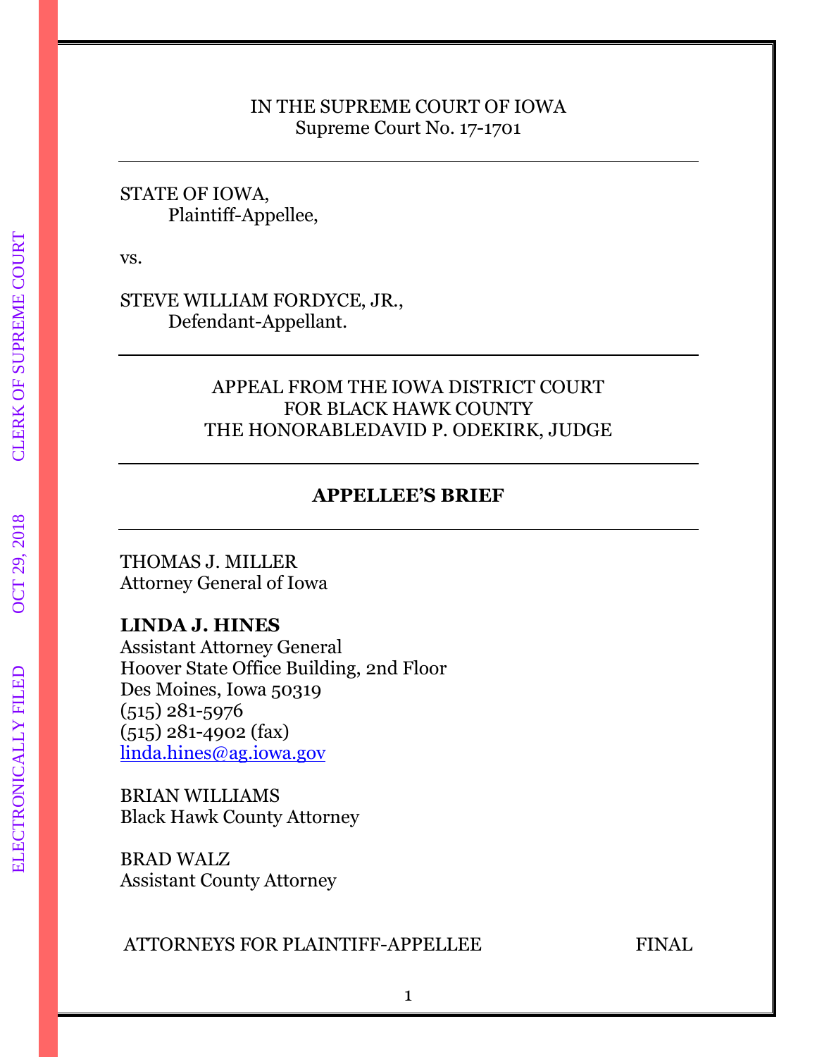IN THE SUPREME COURT OF IOWA
Supreme Court No. 17-1701

---

STATE OF IOWA,
Plaintiff-Appellee,

vs.

STEVE WILLIAM FORDYCE, JR.,
Defendant-Appellant.

---

APPEAL FROM THE IOWA DISTRICT COURT
FOR BLACK HAWK COUNTY
THE HONORABLEDAVID P. ODEKIRK, JUDGE

---

**APPELLEE'S BRIEF**

---

THOMAS J. MILLER
Attorney General of Iowa

**LINDA J. HINES**
Assistant Attorney General
Hoover State Office Building, 2nd Floor
Des Moines, Iowa 50319
(515) 281-5976
(515) 281-4902 (fax)
linda.hines@ag.iowa.gov

BRIAN WILLIAMS
Black Hawk County Attorney

BRAD WALZ
Assistant County Attorney

ATTORNEYS FOR PLAINTIFF-APPELLEE FINAL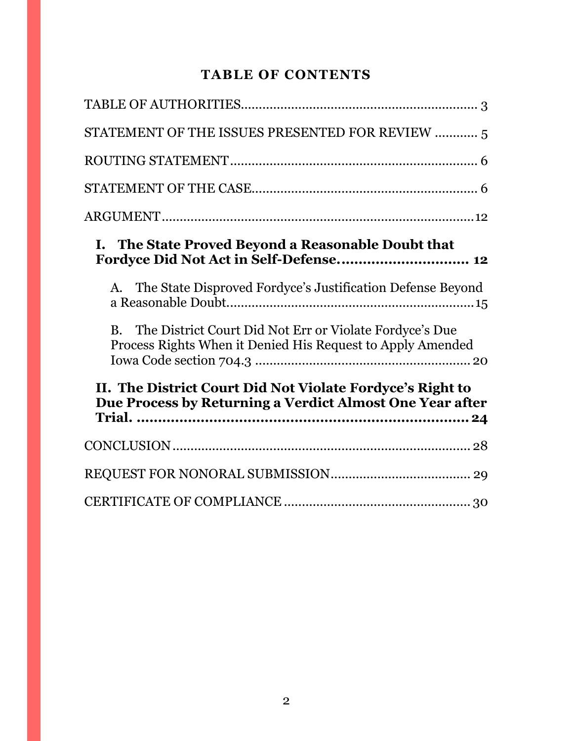## TABLE OF CONTENTS

TABLE OF AUTHORITIES.................................................................. 3

STATEMENT OF THE ISSUES PRESENTED FOR REVIEW ............ 5

ROUTING STATEMENT..................................................................... 6

STATEMENT OF THE CASE............................................................... 6

ARGUMENT.........................................................................................12

**I. The State Proved Beyond a Reasonable Doubt that Fordyce Did Not Act in Self-Defense............................... 12**

A. The State Disproved Fordyce's Justification Defense Beyond a Reasonable Doubt......................................................................15

B. The District Court Did Not Err or Violate Fordyce's Due Process Rights When it Denied His Request to Apply Amended Iowa Code section 704.3 ............................................................ 20

**II. The District Court Did Not Violate Fordyce's Right to Due Process by Returning a Verdict Almost One Year after Trial. .................................................................... 24**

CONCLUSION.................................................................................... 28

REQUEST FOR NONORAL SUBMISSION....................................... 29

CERTIFICATE OF COMPLIANCE .................................................... 30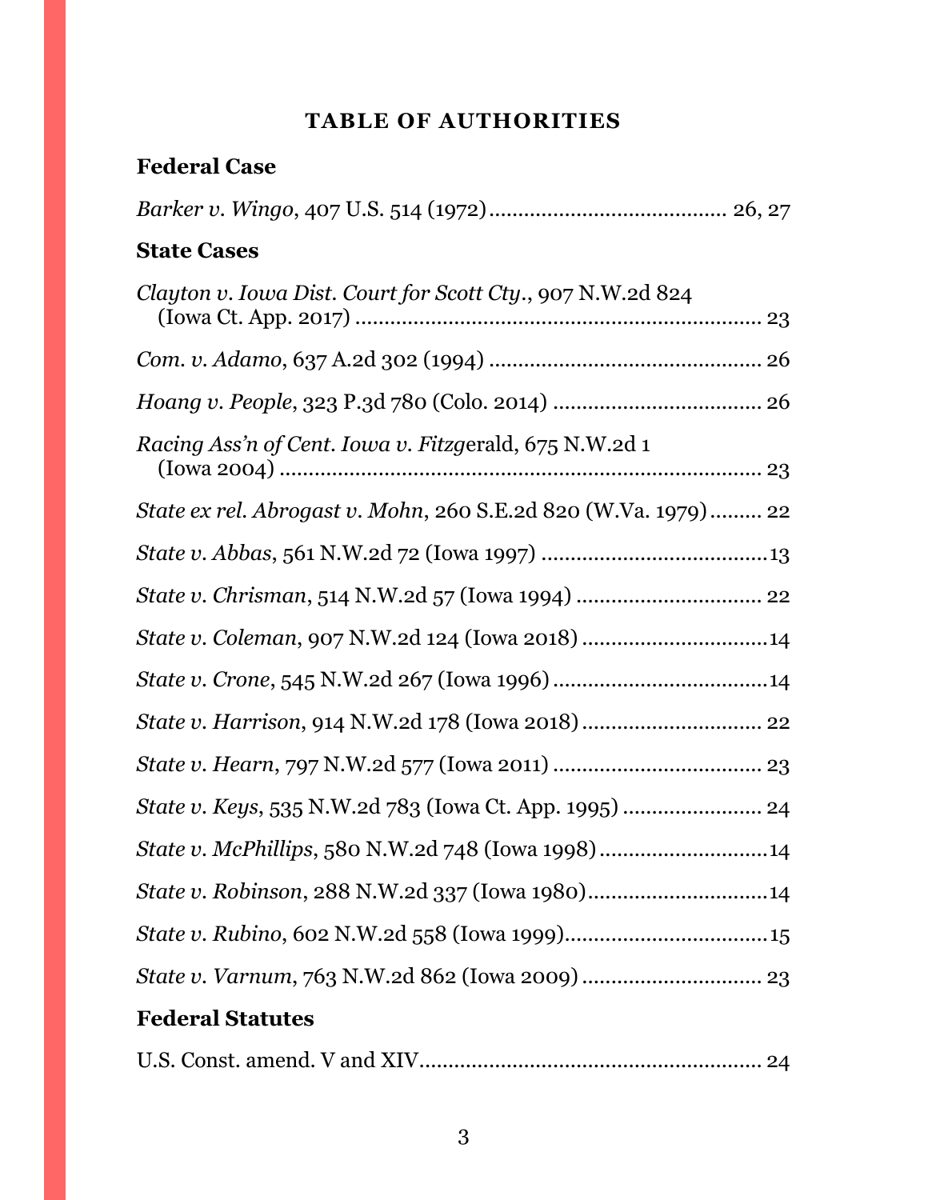# TABLE OF AUTHORITIES

## Federal Case

*Barker v. Wingo*, 407 U.S. 514 (1972) ........................................ 26, 27

## State Cases

*Clayton v. Iowa Dist. Court for Scott Cty.*, 907 N.W.2d 824 (Iowa Ct. App. 2017) ...................................................................... 23

*Com. v. Adamo*, 637 A.2d 302 (1994) ............................................... 26

*Hoang v. People*, 323 P.3d 780 (Colo. 2014) ................................... 26

*Racing Ass'n of Cent. Iowa v. Fitzg*erald, 675 N.W.2d 1 (Iowa 2004) ......................................................................................... 23

*State ex rel. Abrogast v. Mohn*, 260 S.E.2d 820 (W.Va. 1979) ......... 22

*State v. Abbas*, 561 N.W.2d 72 (Iowa 1997) .......................................13

*State v. Chrisman*, 514 N.W.2d 57 (Iowa 1994) ................................ 22

*State v. Coleman*, 907 N.W.2d 124 (Iowa 2018) ................................14

*State v. Crone*, 545 N.W.2d 267 (Iowa 1996) .....................................14

*State v. Harrison*, 914 N.W.2d 178 (Iowa 2018) ............................... 22

*State v. Hearn*, 797 N.W.2d 577 (Iowa 2011) .................................... 23

*State v. Keys*, 535 N.W.2d 783 (Iowa Ct. App. 1995) ........................ 24

*State v. McPhillips*, 580 N.W.2d 748 (Iowa 1998) .............................14

*State v. Robinson*, 288 N.W.2d 337 (Iowa 1980) ...............................14

*State v. Rubino*, 602 N.W.2d 558 (Iowa 1999) ...................................15

*State v. Varnum*, 763 N.W.2d 862 (Iowa 2009) ............................... 23

## Federal Statutes

U.S. Const. amend. V and XIV .......................................................... 24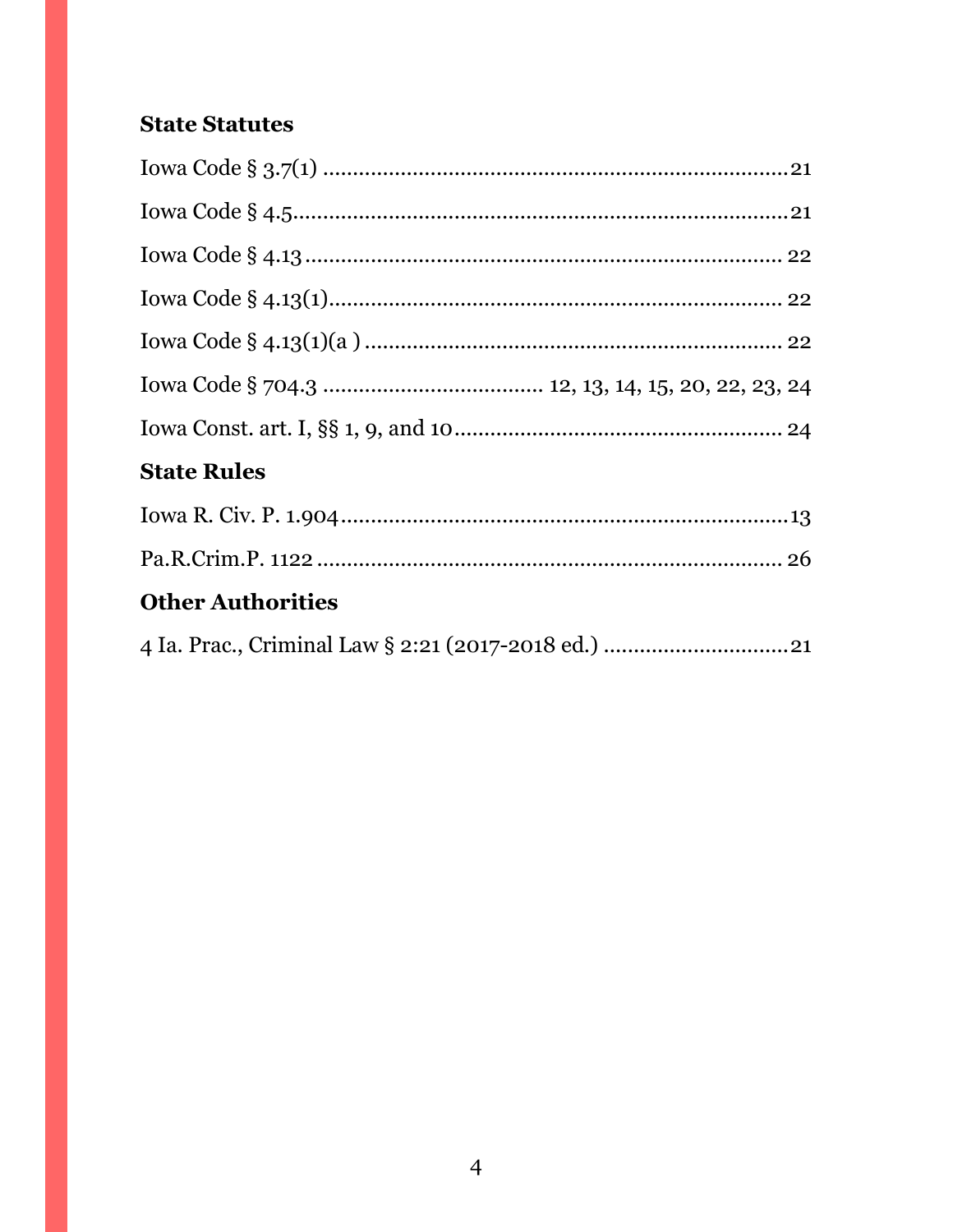### State Statutes

Iowa Code § 3.7(1) .............................................................................21

Iowa Code § 4.5...................................................................................21

Iowa Code § 4.13 ................................................................................ 22

Iowa Code § 4.13(1)............................................................................ 22

Iowa Code § 4.13(1)(a ) ...................................................................... 22

Iowa Code § 704.3 .................................... 12, 13, 14, 15, 20, 22, 23, 24

Iowa Const. art. I, §§ 1, 9, and 10....................................................... 24

### State Rules

Iowa R. Civ. P. 1.904...........................................................................13

Pa.R.Crim.P. 1122 .............................................................................. 26

### Other Authorities

4 Ia. Prac., Criminal Law § 2:21 (2017-2018 ed.) ..............................21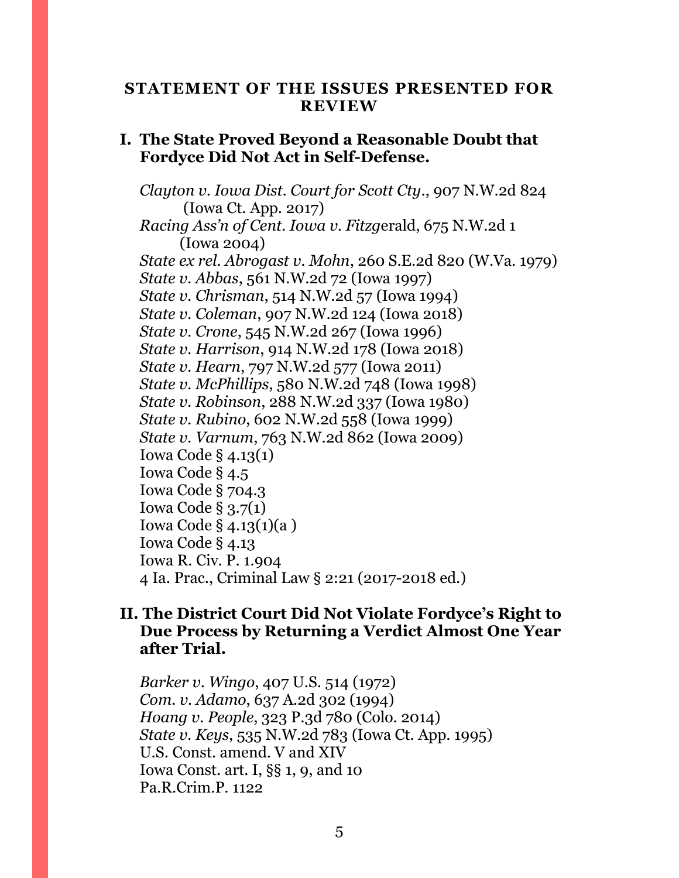## STATEMENT OF THE ISSUES PRESENTED FOR REVIEW

### I. The State Proved Beyond a Reasonable Doubt that Fordyce Did Not Act in Self-Defense.

*Clayton v. Iowa Dist. Court for Scott Cty.*, 907 N.W.2d 824 (Iowa Ct. App. 2017)
*Racing Ass'n of Cent. Iowa v. Fitzg*erald, 675 N.W.2d 1 (Iowa 2004)
*State ex rel. Abrogast v. Mohn*, 260 S.E.2d 820 (W.Va. 1979)
*State v. Abbas*, 561 N.W.2d 72 (Iowa 1997)
*State v. Chrisman*, 514 N.W.2d 57 (Iowa 1994)
*State v. Coleman*, 907 N.W.2d 124 (Iowa 2018)
*State v. Crone*, 545 N.W.2d 267 (Iowa 1996)
*State v. Harrison*, 914 N.W.2d 178 (Iowa 2018)
*State v. Hearn*, 797 N.W.2d 577 (Iowa 2011)
*State v. McPhillips*, 580 N.W.2d 748 (Iowa 1998)
*State v. Robinson*, 288 N.W.2d 337 (Iowa 1980)
*State v. Rubino*, 602 N.W.2d 558 (Iowa 1999)
*State v. Varnum*, 763 N.W.2d 862 (Iowa 2009)
Iowa Code § 4.13(1)
Iowa Code § 4.5
Iowa Code § 704.3
Iowa Code § 3.7(1)
Iowa Code § 4.13(1)(a )
Iowa Code § 4.13
Iowa R. Civ. P. 1.904
4 Ia. Prac., Criminal Law § 2:21 (2017-2018 ed.)

### II. The District Court Did Not Violate Fordyce's Right to Due Process by Returning a Verdict Almost One Year after Trial.

*Barker v. Wingo*, 407 U.S. 514 (1972)
*Com. v. Adamo*, 637 A.2d 302 (1994)
*Hoang v. People*, 323 P.3d 780 (Colo. 2014)
*State v. Keys*, 535 N.W.2d 783 (Iowa Ct. App. 1995)
U.S. Const. amend. V and XIV
Iowa Const. art. I, §§ 1, 9, and 10
Pa.R.Crim.P. 1122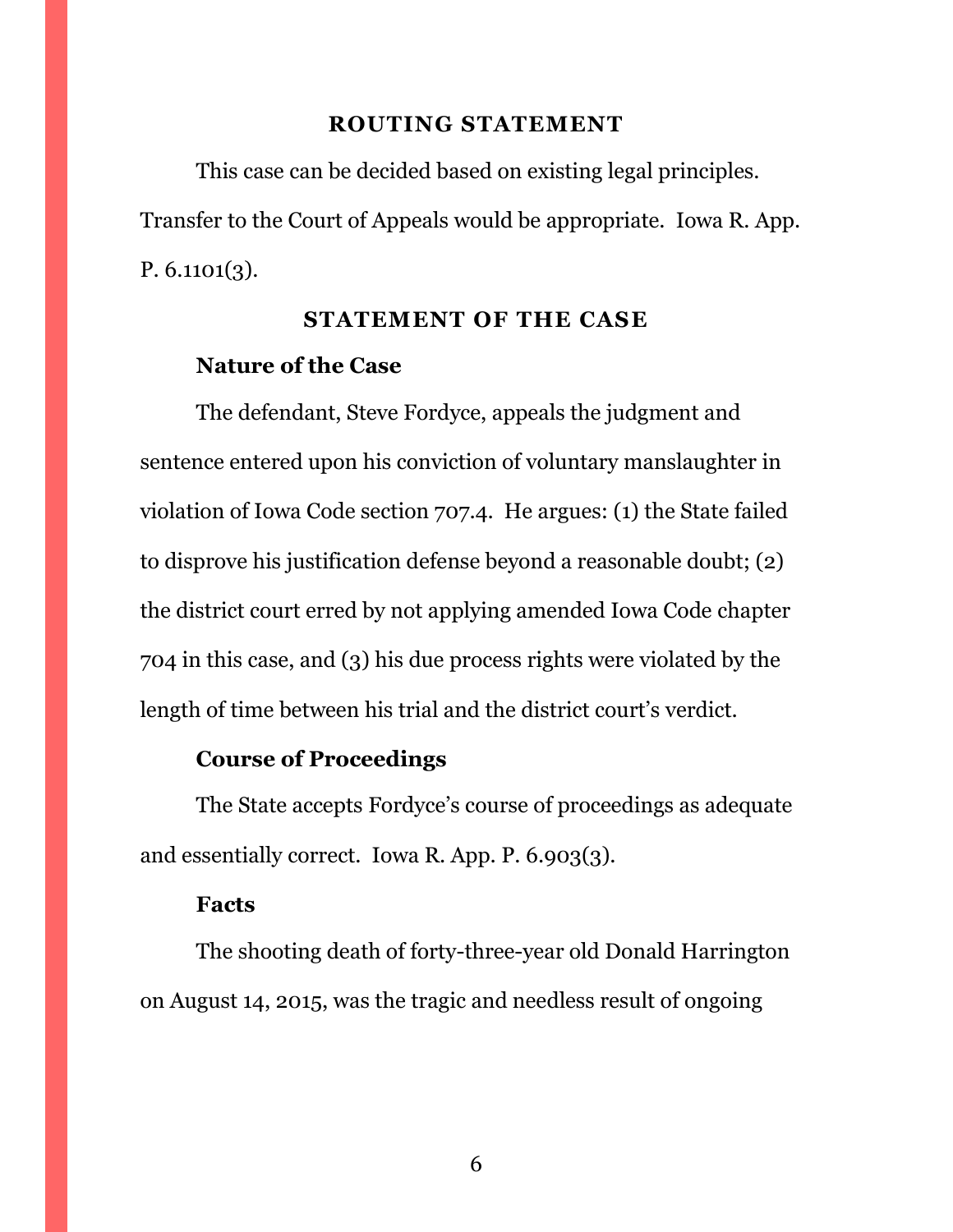## ROUTING STATEMENT

This case can be decided based on existing legal principles. Transfer to the Court of Appeals would be appropriate. Iowa R. App. P. 6.1101(3).

## STATEMENT OF THE CASE

### Nature of the Case

The defendant, Steve Fordyce, appeals the judgment and sentence entered upon his conviction of voluntary manslaughter in violation of Iowa Code section 707.4. He argues: (1) the State failed to disprove his justification defense beyond a reasonable doubt; (2) the district court erred by not applying amended Iowa Code chapter 704 in this case, and (3) his due process rights were violated by the length of time between his trial and the district court's verdict.

### Course of Proceedings

The State accepts Fordyce's course of proceedings as adequate and essentially correct. Iowa R. App. P. 6.903(3).

### Facts

The shooting death of forty-three-year old Donald Harrington on August 14, 2015, was the tragic and needless result of ongoing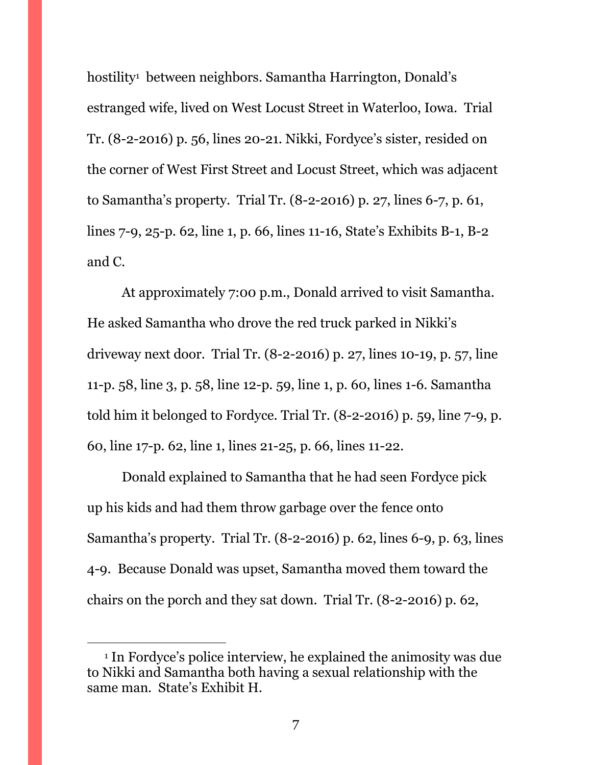hostility[1] between neighbors. Samantha Harrington, Donald's estranged wife, lived on West Locust Street in Waterloo, Iowa. Trial Tr. (8-2-2016) p. 56, lines 20-21. Nikki, Fordyce's sister, resided on the corner of West First Street and Locust Street, which was adjacent to Samantha's property. Trial Tr. (8-2-2016) p. 27, lines 6-7, p. 61, lines 7-9, 25-p. 62, line 1, p. 66, lines 11-16, State's Exhibits B-1, B-2 and C.

At approximately 7:00 p.m., Donald arrived to visit Samantha. He asked Samantha who drove the red truck parked in Nikki's driveway next door. Trial Tr. (8-2-2016) p. 27, lines 10-19, p. 57, line 11-p. 58, line 3, p. 58, line 12-p. 59, line 1, p. 60, lines 1-6. Samantha told him it belonged to Fordyce. Trial Tr. (8-2-2016) p. 59, line 7-9, p. 60, line 17-p. 62, line 1, lines 21-25, p. 66, lines 11-22.

Donald explained to Samantha that he had seen Fordyce pick up his kids and had them throw garbage over the fence onto Samantha's property. Trial Tr. (8-2-2016) p. 62, lines 6-9, p. 63, lines 4-9. Because Donald was upset, Samantha moved them toward the chairs on the porch and they sat down. Trial Tr. (8-2-2016) p. 62,

---

[1] In Fordyce's police interview, he explained the animosity was due to Nikki and Samantha both having a sexual relationship with the same man. State's Exhibit H.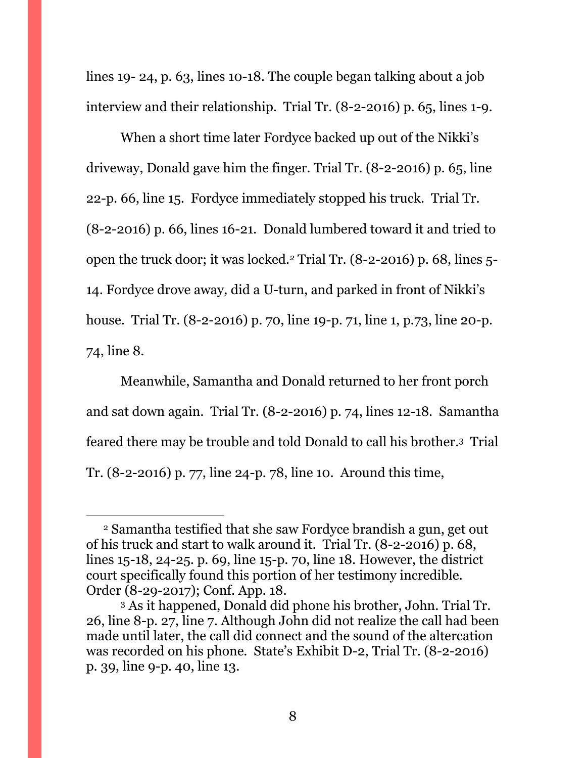lines 19- 24, p. 63, lines 10-18. The couple began talking about a job interview and their relationship. Trial Tr. (8-2-2016) p. 65, lines 1-9.

When a short time later Fordyce backed up out of the Nikki's driveway, Donald gave him the finger. Trial Tr. (8-2-2016) p. 65, line 22-p. 66, line 15. Fordyce immediately stopped his truck. Trial Tr. (8-2-2016) p. 66, lines 16-21. Donald lumbered toward it and tried to open the truck door; it was locked.[2] Trial Tr. (8-2-2016) p. 68, lines 5-14. Fordyce drove away, did a U-turn, and parked in front of Nikki's house. Trial Tr. (8-2-2016) p. 70, line 19-p. 71, line 1, p.73, line 20-p. 74, line 8.

Meanwhile, Samantha and Donald returned to her front porch and sat down again. Trial Tr. (8-2-2016) p. 74, lines 12-18. Samantha feared there may be trouble and told Donald to call his brother.[3] Trial Tr. (8-2-2016) p. 77, line 24-p. 78, line 10. Around this time,

---

[2] Samantha testified that she saw Fordyce brandish a gun, get out of his truck and start to walk around it. Trial Tr. (8-2-2016) p. 68, lines 15-18, 24-25. p. 69, line 15-p. 70, line 18. However, the district court specifically found this portion of her testimony incredible. Order (8-29-2017); Conf. App. 18.

[3] As it happened, Donald did phone his brother, John. Trial Tr. 26, line 8-p. 27, line 7. Although John did not realize the call had been made until later, the call did connect and the sound of the altercation was recorded on his phone. State's Exhibit D-2, Trial Tr. (8-2-2016) p. 39, line 9-p. 40, line 13.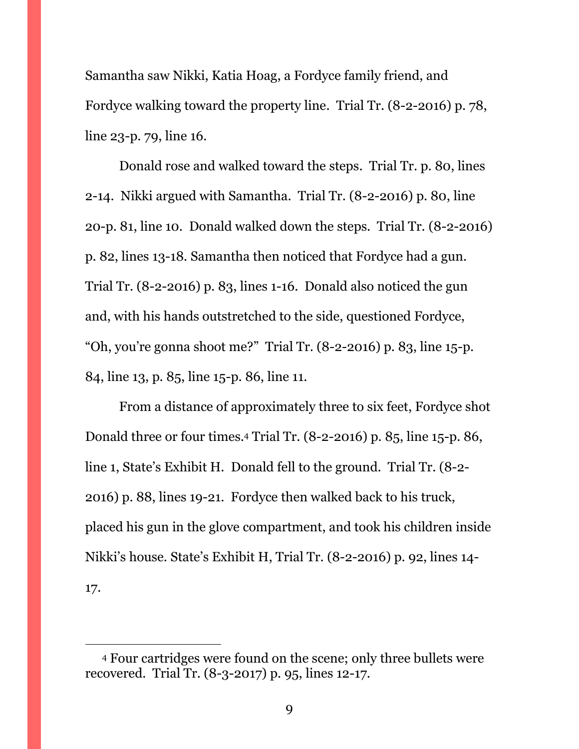Samantha saw Nikki, Katia Hoag, a Fordyce family friend, and Fordyce walking toward the property line. Trial Tr. (8-2-2016) p. 78, line 23-p. 79, line 16.

Donald rose and walked toward the steps. Trial Tr. p. 80, lines 2-14. Nikki argued with Samantha. Trial Tr. (8-2-2016) p. 80, line 20-p. 81, line 10. Donald walked down the steps. Trial Tr. (8-2-2016) p. 82, lines 13-18. Samantha then noticed that Fordyce had a gun. Trial Tr. (8-2-2016) p. 83, lines 1-16. Donald also noticed the gun and, with his hands outstretched to the side, questioned Fordyce, "Oh, you're gonna shoot me?" Trial Tr. (8-2-2016) p. 83, line 15-p. 84, line 13, p. 85, line 15-p. 86, line 11.

From a distance of approximately three to six feet, Fordyce shot Donald three or four times.[4] Trial Tr. (8-2-2016) p. 85, line 15-p. 86, line 1, State's Exhibit H. Donald fell to the ground. Trial Tr. (8-2-2016) p. 88, lines 19-21. Fordyce then walked back to his truck, placed his gun in the glove compartment, and took his children inside Nikki's house. State's Exhibit H, Trial Tr. (8-2-2016) p. 92, lines 14-17.

---

[4] Four cartridges were found on the scene; only three bullets were recovered. Trial Tr. (8-3-2017) p. 95, lines 12-17.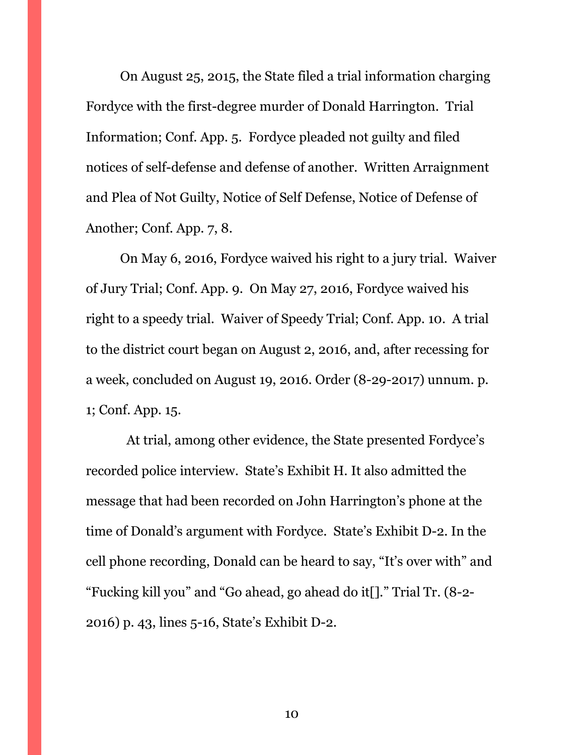On August 25, 2015, the State filed a trial information charging Fordyce with the first-degree murder of Donald Harrington. Trial Information; Conf. App. 5. Fordyce pleaded not guilty and filed notices of self-defense and defense of another. Written Arraignment and Plea of Not Guilty, Notice of Self Defense, Notice of Defense of Another; Conf. App. 7, 8.

On May 6, 2016, Fordyce waived his right to a jury trial. Waiver of Jury Trial; Conf. App. 9. On May 27, 2016, Fordyce waived his right to a speedy trial. Waiver of Speedy Trial; Conf. App. 10. A trial to the district court began on August 2, 2016, and, after recessing for a week, concluded on August 19, 2016. Order (8-29-2017) unnum. p. 1; Conf. App. 15.

At trial, among other evidence, the State presented Fordyce's recorded police interview. State's Exhibit H. It also admitted the message that had been recorded on John Harrington's phone at the time of Donald's argument with Fordyce. State's Exhibit D-2. In the cell phone recording, Donald can be heard to say, "It's over with" and "Fucking kill you" and "Go ahead, go ahead do it[]." Trial Tr. (8-2-2016) p. 43, lines 5-16, State's Exhibit D-2.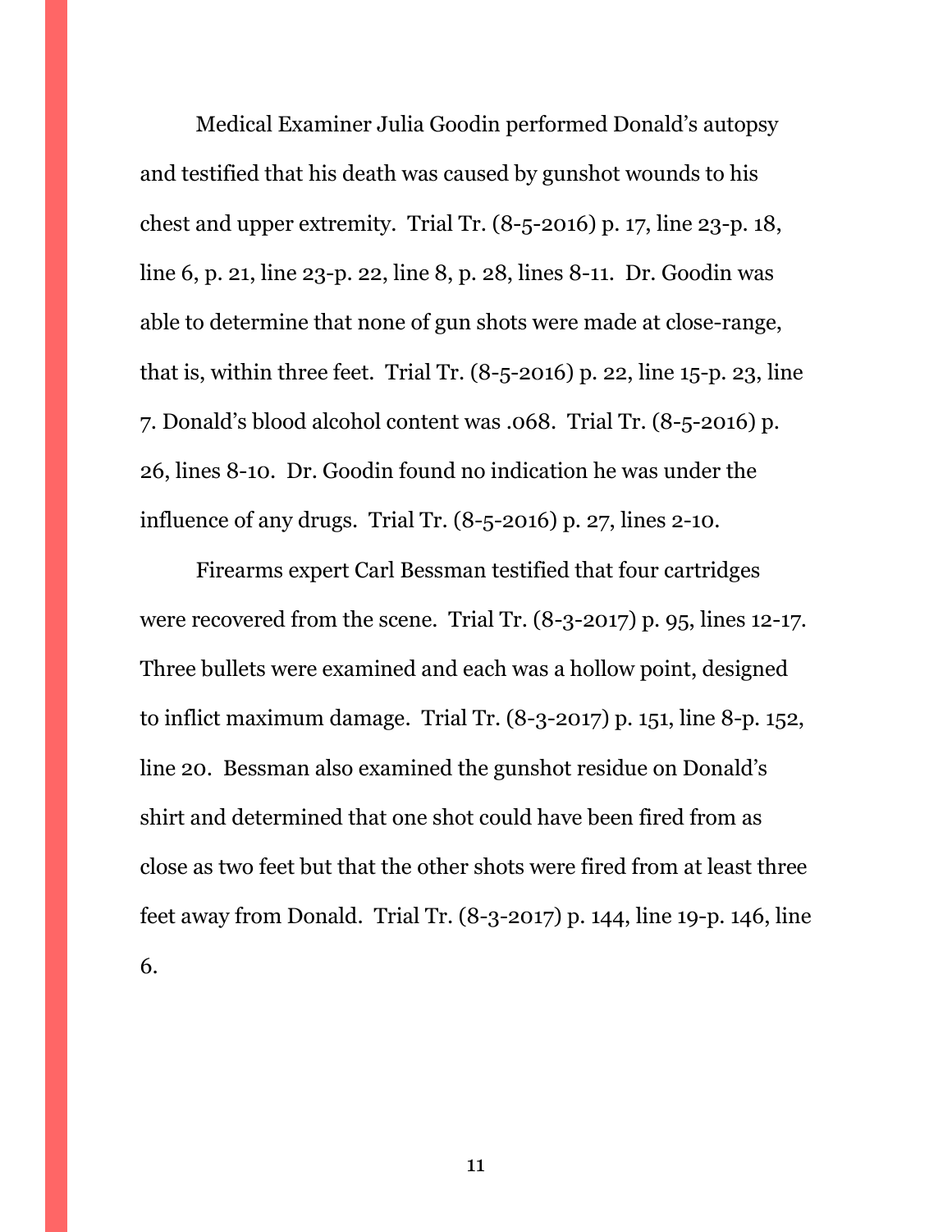Medical Examiner Julia Goodin performed Donald's autopsy and testified that his death was caused by gunshot wounds to his chest and upper extremity. Trial Tr. (8-5-2016) p. 17, line 23-p. 18, line 6, p. 21, line 23-p. 22, line 8, p. 28, lines 8-11. Dr. Goodin was able to determine that none of gun shots were made at close-range, that is, within three feet. Trial Tr. (8-5-2016) p. 22, line 15-p. 23, line 7. Donald's blood alcohol content was .068. Trial Tr. (8-5-2016) p. 26, lines 8-10. Dr. Goodin found no indication he was under the influence of any drugs. Trial Tr. (8-5-2016) p. 27, lines 2-10.

Firearms expert Carl Bessman testified that four cartridges were recovered from the scene. Trial Tr. (8-3-2017) p. 95, lines 12-17. Three bullets were examined and each was a hollow point, designed to inflict maximum damage. Trial Tr. (8-3-2017) p. 151, line 8-p. 152, line 20. Bessman also examined the gunshot residue on Donald's shirt and determined that one shot could have been fired from as close as two feet but that the other shots were fired from at least three feet away from Donald. Trial Tr. (8-3-2017) p. 144, line 19-p. 146, line 6.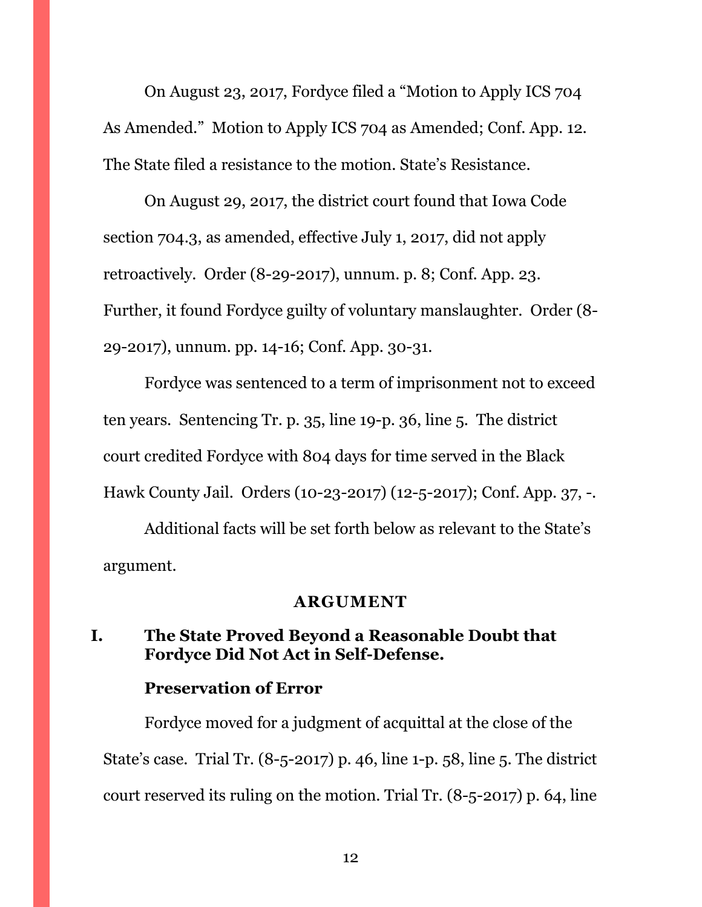On August 23, 2017, Fordyce filed a "Motion to Apply ICS 704 As Amended." Motion to Apply ICS 704 as Amended; Conf. App. 12. The State filed a resistance to the motion. State's Resistance.

On August 29, 2017, the district court found that Iowa Code section 704.3, as amended, effective July 1, 2017, did not apply retroactively. Order (8-29-2017), unnum. p. 8; Conf. App. 23. Further, it found Fordyce guilty of voluntary manslaughter. Order (8-29-2017), unnum. pp. 14-16; Conf. App. 30-31.

Fordyce was sentenced to a term of imprisonment not to exceed ten years. Sentencing Tr. p. 35, line 19-p. 36, line 5. The district court credited Fordyce with 804 days for time served in the Black Hawk County Jail. Orders (10-23-2017) (12-5-2017); Conf. App. 37, -.

Additional facts will be set forth below as relevant to the State's argument.

## ARGUMENT

### I. The State Proved Beyond a Reasonable Doubt that Fordyce Did Not Act in Self-Defense.

#### Preservation of Error

Fordyce moved for a judgment of acquittal at the close of the State's case. Trial Tr. (8-5-2017) p. 46, line 1-p. 58, line 5. The district court reserved its ruling on the motion. Trial Tr. (8-5-2017) p. 64, line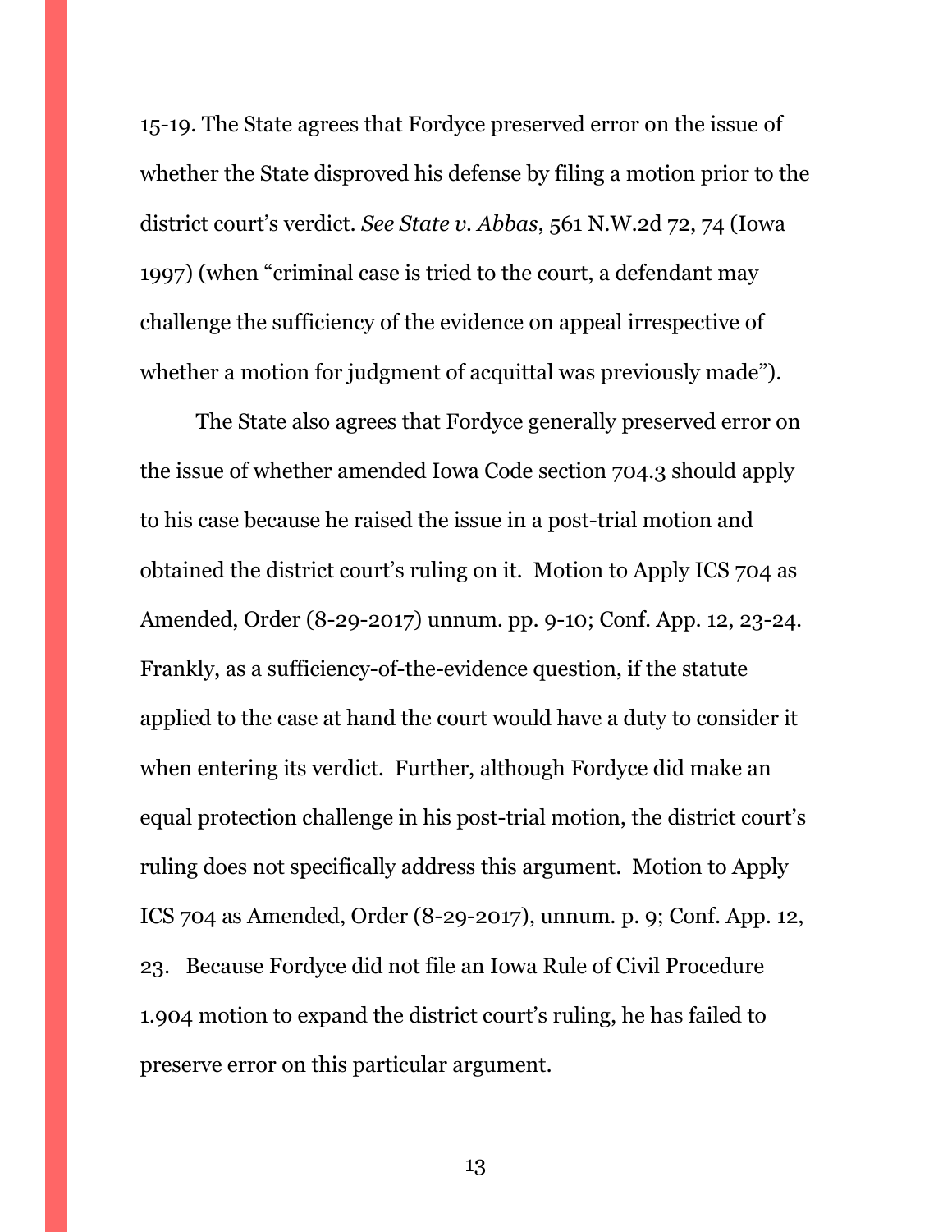15-19. The State agrees that Fordyce preserved error on the issue of whether the State disproved his defense by filing a motion prior to the district court's verdict. *See State v. Abbas*, 561 N.W.2d 72, 74 (Iowa 1997) (when "criminal case is tried to the court, a defendant may challenge the sufficiency of the evidence on appeal irrespective of whether a motion for judgment of acquittal was previously made").

The State also agrees that Fordyce generally preserved error on the issue of whether amended Iowa Code section 704.3 should apply to his case because he raised the issue in a post-trial motion and obtained the district court's ruling on it. Motion to Apply ICS 704 as Amended, Order (8-29-2017) unnum. pp. 9-10; Conf. App. 12, 23-24. Frankly, as a sufficiency-of-the-evidence question, if the statute applied to the case at hand the court would have a duty to consider it when entering its verdict. Further, although Fordyce did make an equal protection challenge in his post-trial motion, the district court's ruling does not specifically address this argument. Motion to Apply ICS 704 as Amended, Order (8-29-2017), unnum. p. 9; Conf. App. 12, 23. Because Fordyce did not file an Iowa Rule of Civil Procedure 1.904 motion to expand the district court's ruling, he has failed to preserve error on this particular argument.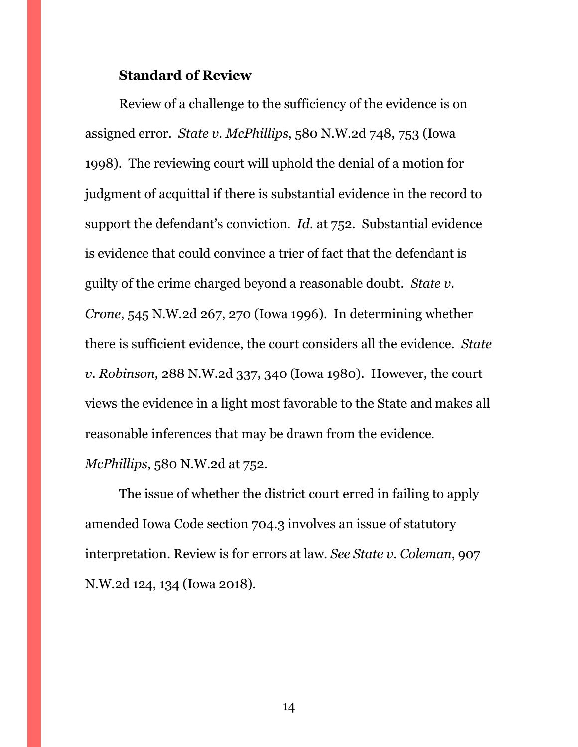**Standard of Review**

Review of a challenge to the sufficiency of the evidence is on assigned error. *State v. McPhillips*, 580 N.W.2d 748, 753 (Iowa 1998). The reviewing court will uphold the denial of a motion for judgment of acquittal if there is substantial evidence in the record to support the defendant's conviction. *Id.* at 752. Substantial evidence is evidence that could convince a trier of fact that the defendant is guilty of the crime charged beyond a reasonable doubt. *State v. Crone*, 545 N.W.2d 267, 270 (Iowa 1996). In determining whether there is sufficient evidence, the court considers all the evidence. *State v. Robinson*, 288 N.W.2d 337, 340 (Iowa 1980). However, the court views the evidence in a light most favorable to the State and makes all reasonable inferences that may be drawn from the evidence. *McPhillips*, 580 N.W.2d at 752.

The issue of whether the district court erred in failing to apply amended Iowa Code section 704.3 involves an issue of statutory interpretation. Review is for errors at law. *See State v. Coleman*, 907 N.W.2d 124, 134 (Iowa 2018).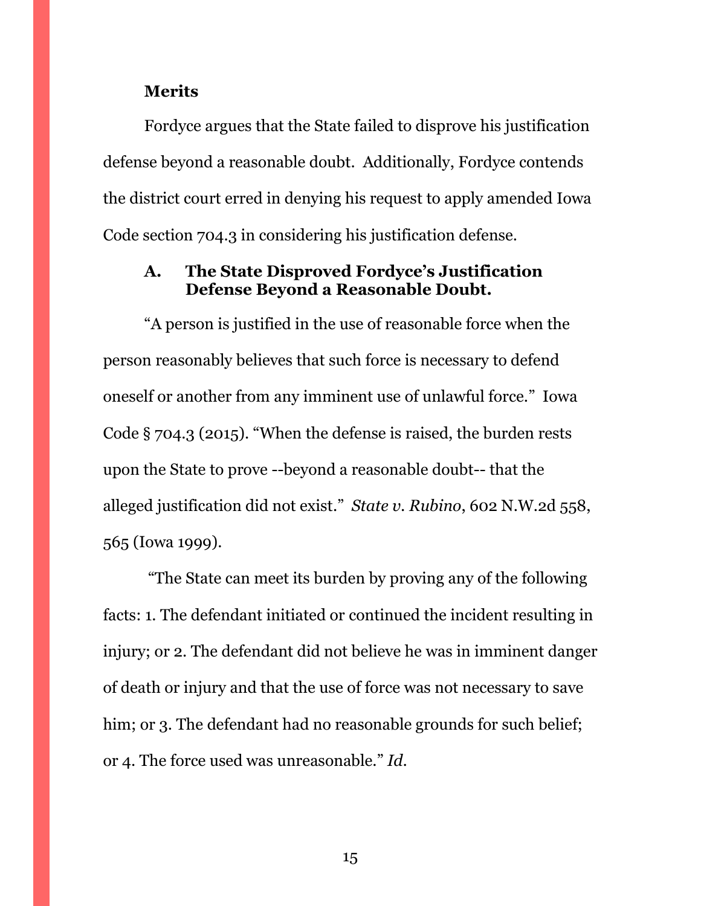### Merits

Fordyce argues that the State failed to disprove his justification defense beyond a reasonable doubt. Additionally, Fordyce contends the district court erred in denying his request to apply amended Iowa Code section 704.3 in considering his justification defense.

#### A. The State Disproved Fordyce's Justification Defense Beyond a Reasonable Doubt.

"A person is justified in the use of reasonable force when the person reasonably believes that such force is necessary to defend oneself or another from any imminent use of unlawful force." Iowa Code § 704.3 (2015). "When the defense is raised, the burden rests upon the State to prove --beyond a reasonable doubt-- that the alleged justification did not exist." *State v. Rubino*, 602 N.W.2d 558, 565 (Iowa 1999).

"The State can meet its burden by proving any of the following facts: 1. The defendant initiated or continued the incident resulting in injury; or 2. The defendant did not believe he was in imminent danger of death or injury and that the use of force was not necessary to save him; or 3. The defendant had no reasonable grounds for such belief; or 4. The force used was unreasonable." *Id.*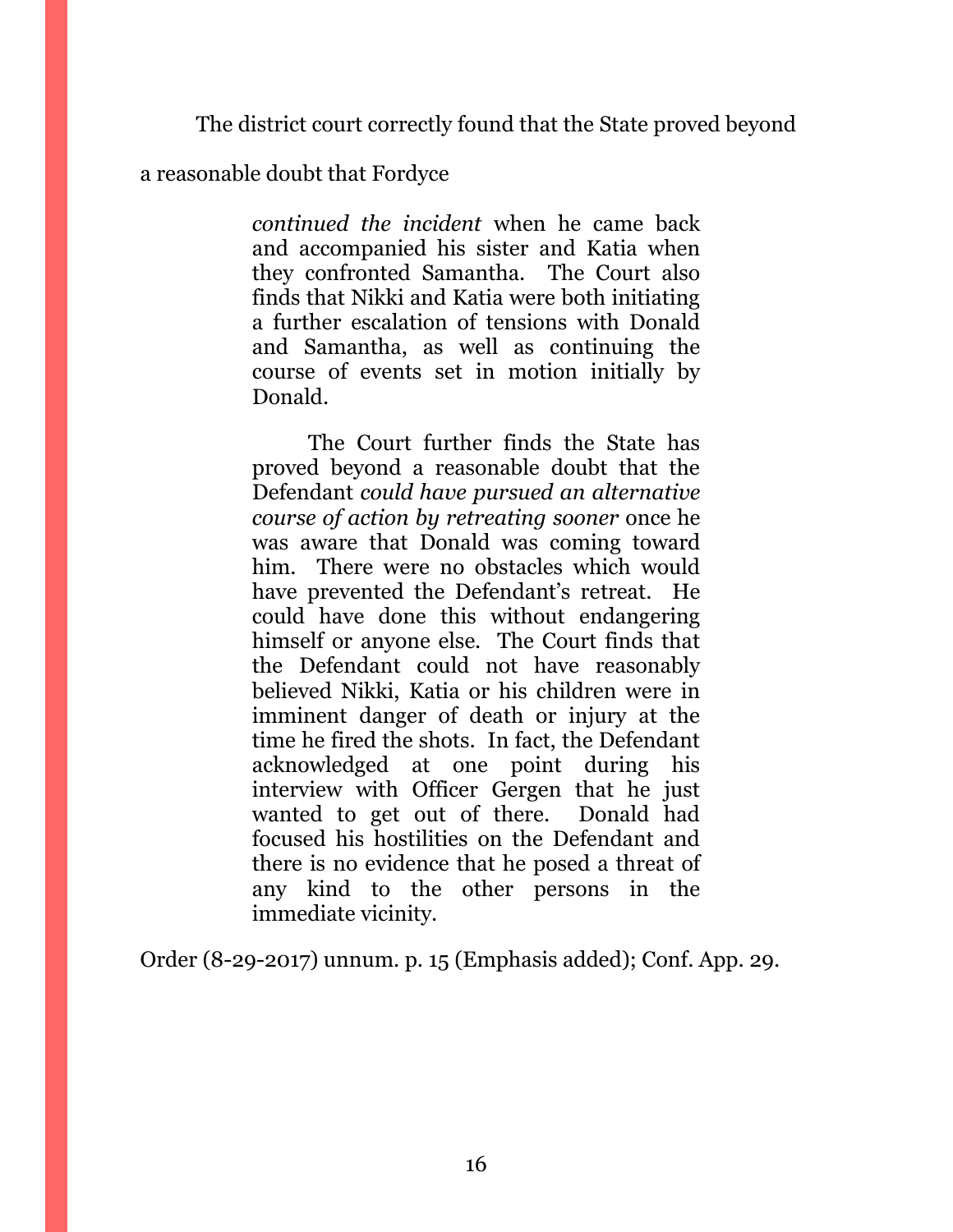The district court correctly found that the State proved beyond a reasonable doubt that Fordyce

> *continued the incident* when he came back and accompanied his sister and Katia when they confronted Samantha. The Court also finds that Nikki and Katia were both initiating a further escalation of tensions with Donald and Samantha, as well as continuing the course of events set in motion initially by Donald.
>
> The Court further finds the State has proved beyond a reasonable doubt that the Defendant *could have pursued an alternative course of action by retreating sooner* once he was aware that Donald was coming toward him. There were no obstacles which would have prevented the Defendant's retreat. He could have done this without endangering himself or anyone else. The Court finds that the Defendant could not have reasonably believed Nikki, Katia or his children were in imminent danger of death or injury at the time he fired the shots. In fact, the Defendant acknowledged at one point during his interview with Officer Gergen that he just wanted to get out of there. Donald had focused his hostilities on the Defendant and there is no evidence that he posed a threat of any kind to the other persons in the immediate vicinity.

Order (8-29-2017) unnum. p. 15 (Emphasis added); Conf. App. 29.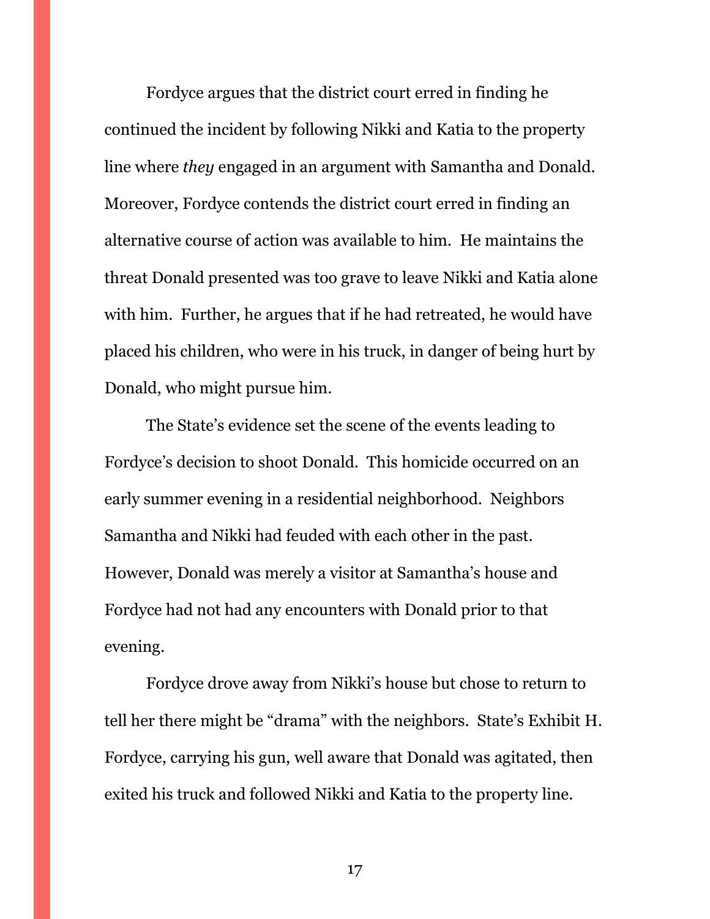Fordyce argues that the district court erred in finding he continued the incident by following Nikki and Katia to the property line where *they* engaged in an argument with Samantha and Donald. Moreover, Fordyce contends the district court erred in finding an alternative course of action was available to him. He maintains the threat Donald presented was too grave to leave Nikki and Katia alone with him. Further, he argues that if he had retreated, he would have placed his children, who were in his truck, in danger of being hurt by Donald, who might pursue him.

The State's evidence set the scene of the events leading to Fordyce's decision to shoot Donald. This homicide occurred on an early summer evening in a residential neighborhood. Neighbors Samantha and Nikki had feuded with each other in the past. However, Donald was merely a visitor at Samantha's house and Fordyce had not had any encounters with Donald prior to that evening.

Fordyce drove away from Nikki's house but chose to return to tell her there might be "drama" with the neighbors. State's Exhibit H. Fordyce, carrying his gun, well aware that Donald was agitated, then exited his truck and followed Nikki and Katia to the property line.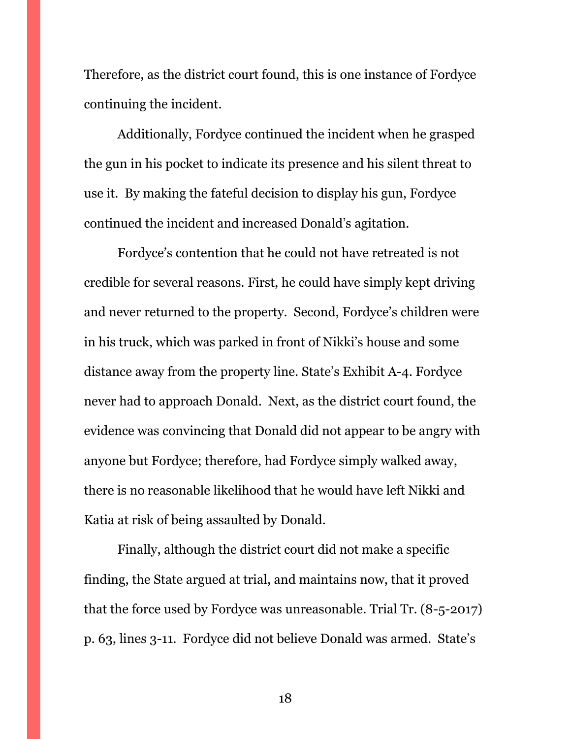Therefore, as the district court found, this is one instance of Fordyce continuing the incident.

Additionally, Fordyce continued the incident when he grasped the gun in his pocket to indicate its presence and his silent threat to use it. By making the fateful decision to display his gun, Fordyce continued the incident and increased Donald's agitation.

Fordyce's contention that he could not have retreated is not credible for several reasons. First, he could have simply kept driving and never returned to the property. Second, Fordyce's children were in his truck, which was parked in front of Nikki's house and some distance away from the property line. State's Exhibit A-4. Fordyce never had to approach Donald. Next, as the district court found, the evidence was convincing that Donald did not appear to be angry with anyone but Fordyce; therefore, had Fordyce simply walked away, there is no reasonable likelihood that he would have left Nikki and Katia at risk of being assaulted by Donald.

Finally, although the district court did not make a specific finding, the State argued at trial, and maintains now, that it proved that the force used by Fordyce was unreasonable. Trial Tr. (8-5-2017) p. 63, lines 3-11. Fordyce did not believe Donald was armed. State's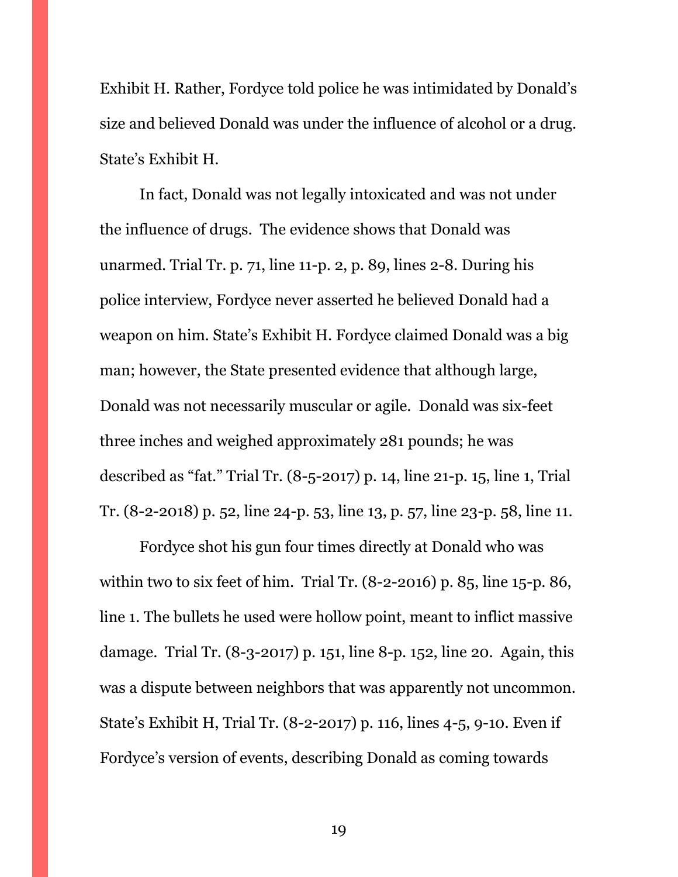Exhibit H. Rather, Fordyce told police he was intimidated by Donald's size and believed Donald was under the influence of alcohol or a drug. State's Exhibit H.

In fact, Donald was not legally intoxicated and was not under the influence of drugs. The evidence shows that Donald was unarmed. Trial Tr. p. 71, line 11-p. 2, p. 89, lines 2-8. During his police interview, Fordyce never asserted he believed Donald had a weapon on him. State's Exhibit H. Fordyce claimed Donald was a big man; however, the State presented evidence that although large, Donald was not necessarily muscular or agile. Donald was six-feet three inches and weighed approximately 281 pounds; he was described as "fat." Trial Tr. (8-5-2017) p. 14, line 21-p. 15, line 1, Trial Tr. (8-2-2018) p. 52, line 24-p. 53, line 13, p. 57, line 23-p. 58, line 11.

Fordyce shot his gun four times directly at Donald who was within two to six feet of him. Trial Tr. (8-2-2016) p. 85, line 15-p. 86, line 1. The bullets he used were hollow point, meant to inflict massive damage. Trial Tr. (8-3-2017) p. 151, line 8-p. 152, line 20. Again, this was a dispute between neighbors that was apparently not uncommon. State's Exhibit H, Trial Tr. (8-2-2017) p. 116, lines 4-5, 9-10. Even if Fordyce's version of events, describing Donald as coming towards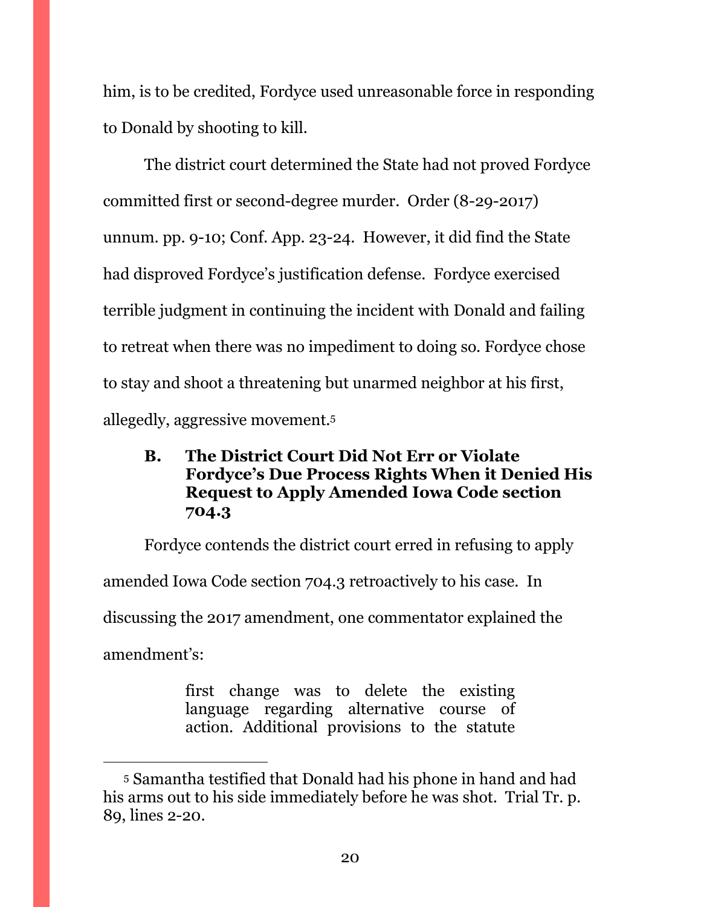him, is to be credited, Fordyce used unreasonable force in responding to Donald by shooting to kill.

The district court determined the State had not proved Fordyce committed first or second-degree murder. Order (8-29-2017) unnum. pp. 9-10; Conf. App. 23-24. However, it did find the State had disproved Fordyce's justification defense. Fordyce exercised terrible judgment in continuing the incident with Donald and failing to retreat when there was no impediment to doing so. Fordyce chose to stay and shoot a threatening but unarmed neighbor at his first, allegedly, aggressive movement.[5]

### B. The District Court Did Not Err or Violate Fordyce's Due Process Rights When it Denied His Request to Apply Amended Iowa Code section 704.3

Fordyce contends the district court erred in refusing to apply amended Iowa Code section 704.3 retroactively to his case. In discussing the 2017 amendment, one commentator explained the amendment's:

> first change was to delete the existing language regarding alternative course of action. Additional provisions to the statute

[5] Samantha testified that Donald had his phone in hand and had his arms out to his side immediately before he was shot. Trial Tr. p. 89, lines 2-20.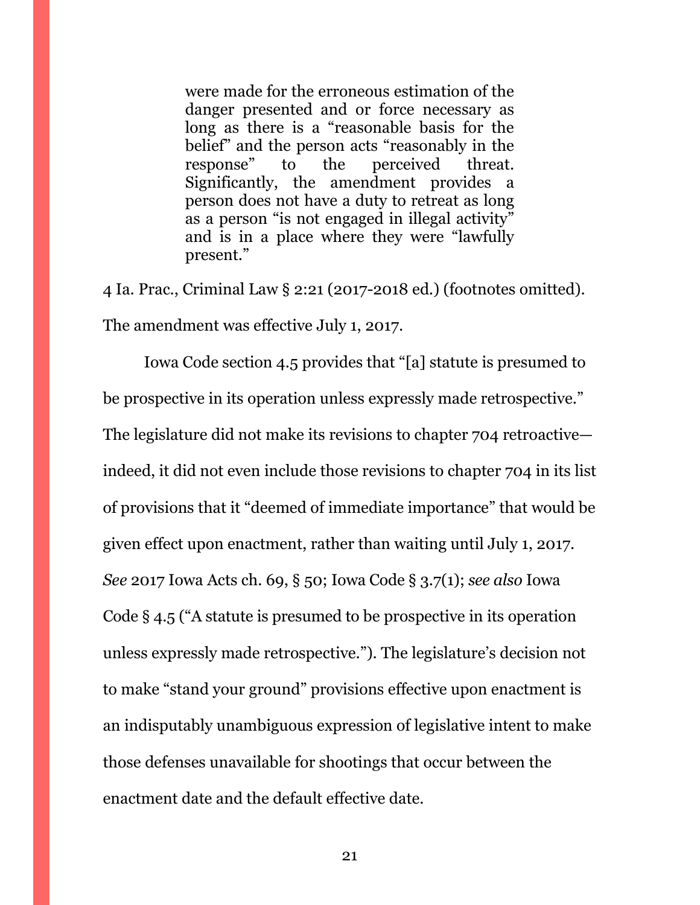> were made for the erroneous estimation of the danger presented and or force necessary as long as there is a "reasonable basis for the belief" and the person acts "reasonably in the response" to the perceived threat. Significantly, the amendment provides a person does not have a duty to retreat as long as a person "is not engaged in illegal activity" and is in a place where they were "lawfully present."

4 Ia. Prac., Criminal Law § 2:21 (2017-2018 ed.) (footnotes omitted). The amendment was effective July 1, 2017.

Iowa Code section 4.5 provides that "[a] statute is presumed to be prospective in its operation unless expressly made retrospective." The legislature did not make its revisions to chapter 704 retroactive—indeed, it did not even include those revisions to chapter 704 in its list of provisions that it "deemed of immediate importance" that would be given effect upon enactment, rather than waiting until July 1, 2017. *See* 2017 Iowa Acts ch. 69, § 50; Iowa Code § 3.7(1); *see also* Iowa Code § 4.5 ("A statute is presumed to be prospective in its operation unless expressly made retrospective."). The legislature's decision not to make "stand your ground" provisions effective upon enactment is an indisputably unambiguous expression of legislative intent to make those defenses unavailable for shootings that occur between the enactment date and the default effective date.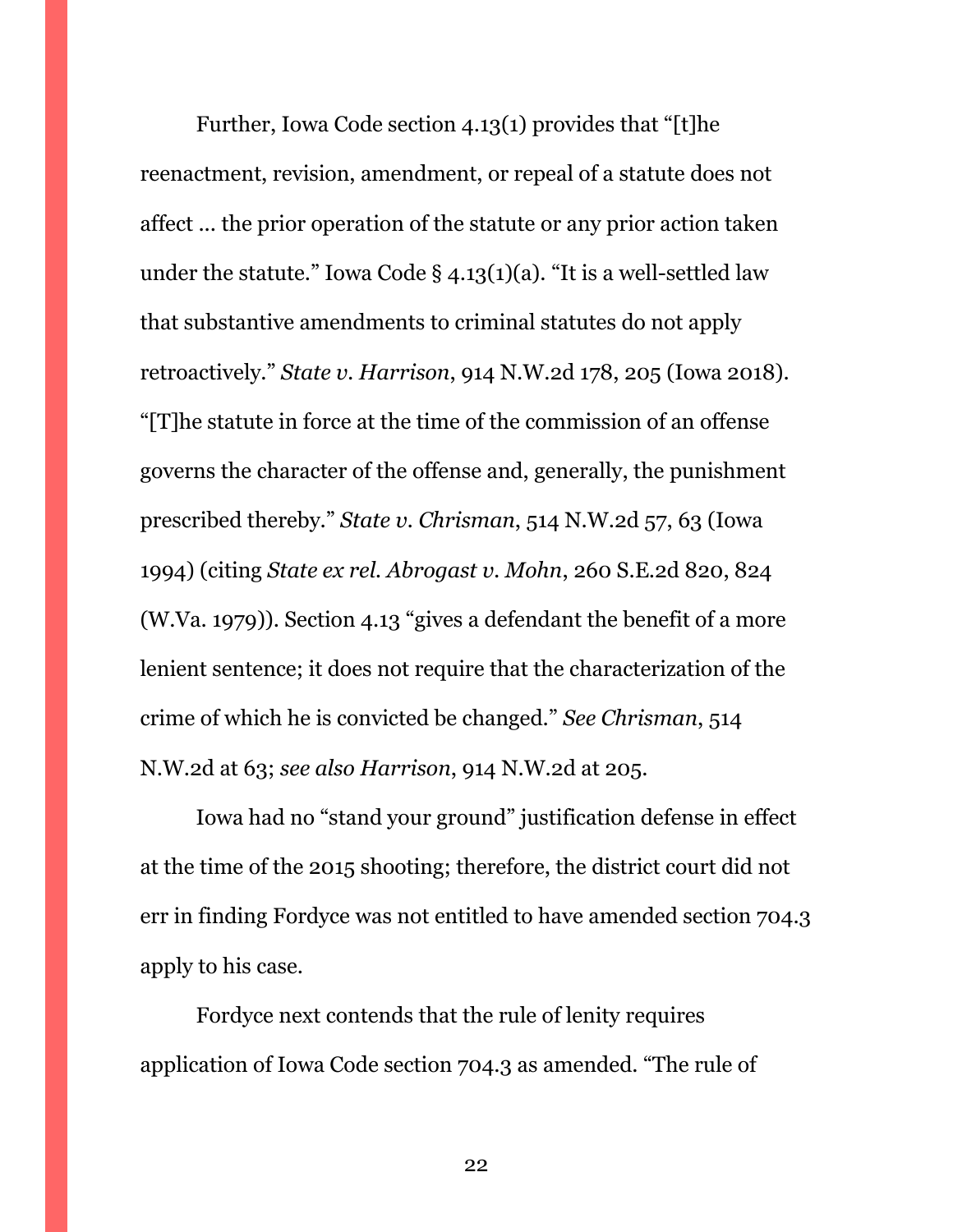Further, Iowa Code section 4.13(1) provides that "[t]he reenactment, revision, amendment, or repeal of a statute does not affect … the prior operation of the statute or any prior action taken under the statute." Iowa Code § 4.13(1)(a). "It is a well-settled law that substantive amendments to criminal statutes do not apply retroactively." *State v. Harrison*, 914 N.W.2d 178, 205 (Iowa 2018). "[T]he statute in force at the time of the commission of an offense governs the character of the offense and, generally, the punishment prescribed thereby." *State v. Chrisman*, 514 N.W.2d 57, 63 (Iowa 1994) (citing *State ex rel. Abrogast v. Mohn*, 260 S.E.2d 820, 824 (W.Va. 1979)). Section 4.13 "gives a defendant the benefit of a more lenient sentence; it does not require that the characterization of the crime of which he is convicted be changed." *See Chrisman*, 514 N.W.2d at 63; *see also Harrison*, 914 N.W.2d at 205.

Iowa had no "stand your ground" justification defense in effect at the time of the 2015 shooting; therefore, the district court did not err in finding Fordyce was not entitled to have amended section 704.3 apply to his case.

Fordyce next contends that the rule of lenity requires application of Iowa Code section 704.3 as amended. "The rule of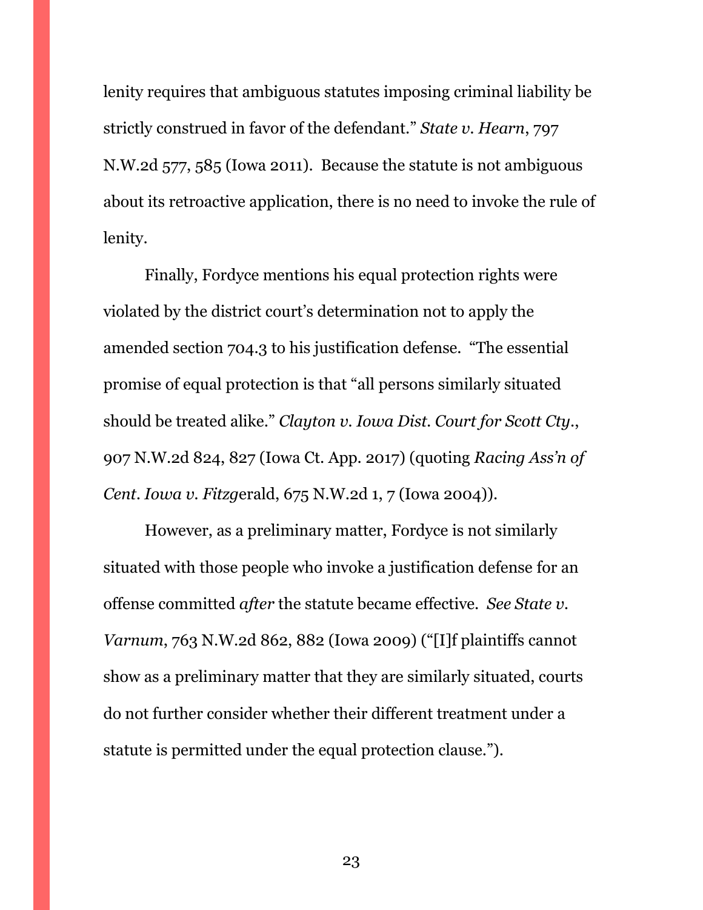lenity requires that ambiguous statutes imposing criminal liability be strictly construed in favor of the defendant." *State v. Hearn*, 797 N.W.2d 577, 585 (Iowa 2011). Because the statute is not ambiguous about its retroactive application, there is no need to invoke the rule of lenity.

Finally, Fordyce mentions his equal protection rights were violated by the district court's determination not to apply the amended section 704.3 to his justification defense. "The essential promise of equal protection is that "all persons similarly situated should be treated alike." *Clayton v. Iowa Dist. Court for Scott Cty.*, 907 N.W.2d 824, 827 (Iowa Ct. App. 2017) (quoting *Racing Ass'n of Cent. Iowa v. Fitzg*erald, 675 N.W.2d 1, 7 (Iowa 2004)).

However, as a preliminary matter, Fordyce is not similarly situated with those people who invoke a justification defense for an offense committed *after* the statute became effective. *See State v. Varnum*, 763 N.W.2d 862, 882 (Iowa 2009) ("[I]f plaintiffs cannot show as a preliminary matter that they are similarly situated, courts do not further consider whether their different treatment under a statute is permitted under the equal protection clause.").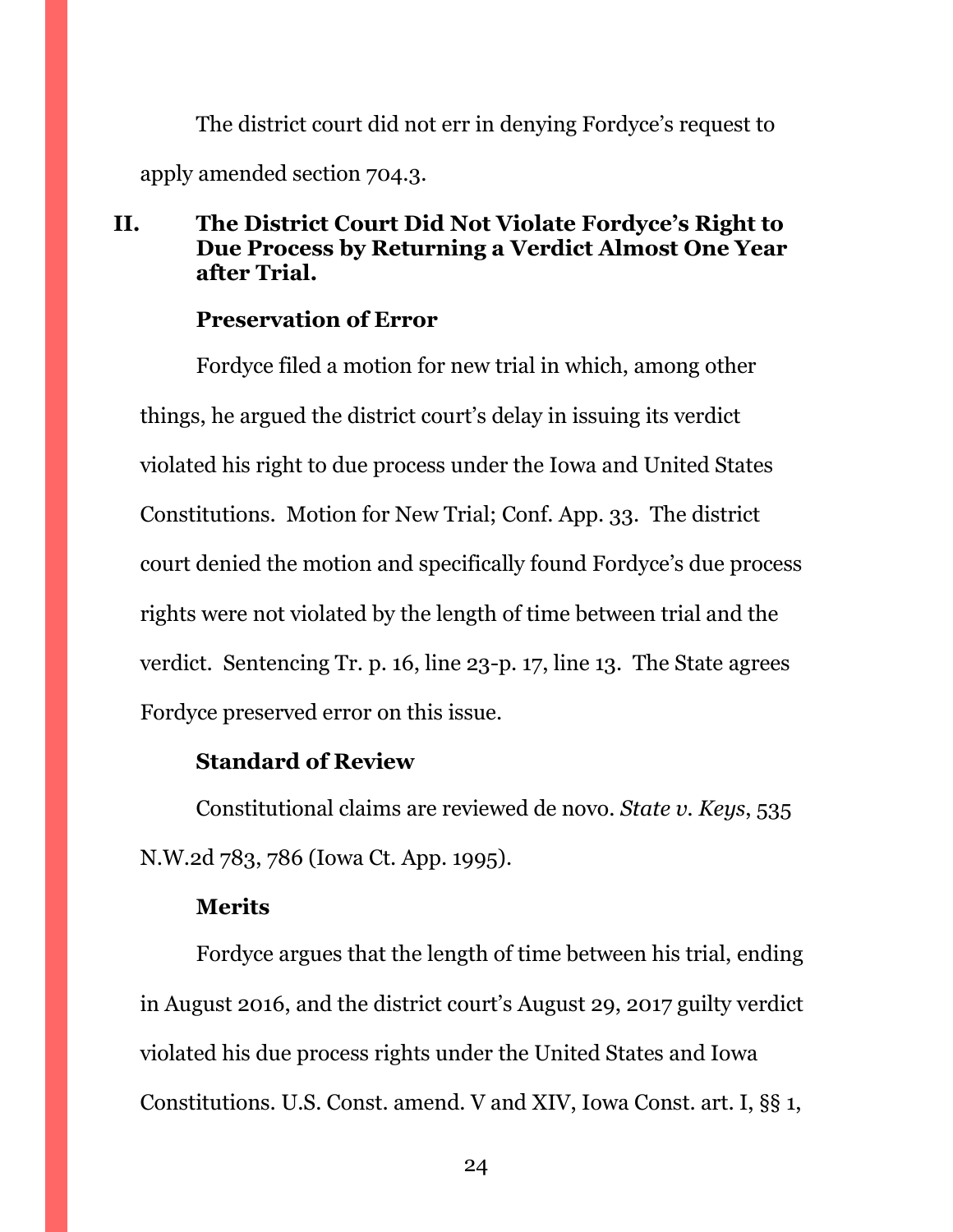The district court did not err in denying Fordyce's request to apply amended section 704.3.

## II. The District Court Did Not Violate Fordyce's Right to Due Process by Returning a Verdict Almost One Year after Trial.

### Preservation of Error

Fordyce filed a motion for new trial in which, among other things, he argued the district court's delay in issuing its verdict violated his right to due process under the Iowa and United States Constitutions. Motion for New Trial; Conf. App. 33. The district court denied the motion and specifically found Fordyce's due process rights were not violated by the length of time between trial and the verdict. Sentencing Tr. p. 16, line 23-p. 17, line 13. The State agrees Fordyce preserved error on this issue.

### Standard of Review

Constitutional claims are reviewed de novo. *State v. Keys*, 535 N.W.2d 783, 786 (Iowa Ct. App. 1995).

### Merits

Fordyce argues that the length of time between his trial, ending in August 2016, and the district court's August 29, 2017 guilty verdict violated his due process rights under the United States and Iowa Constitutions. U.S. Const. amend. V and XIV, Iowa Const. art. I, §§ 1,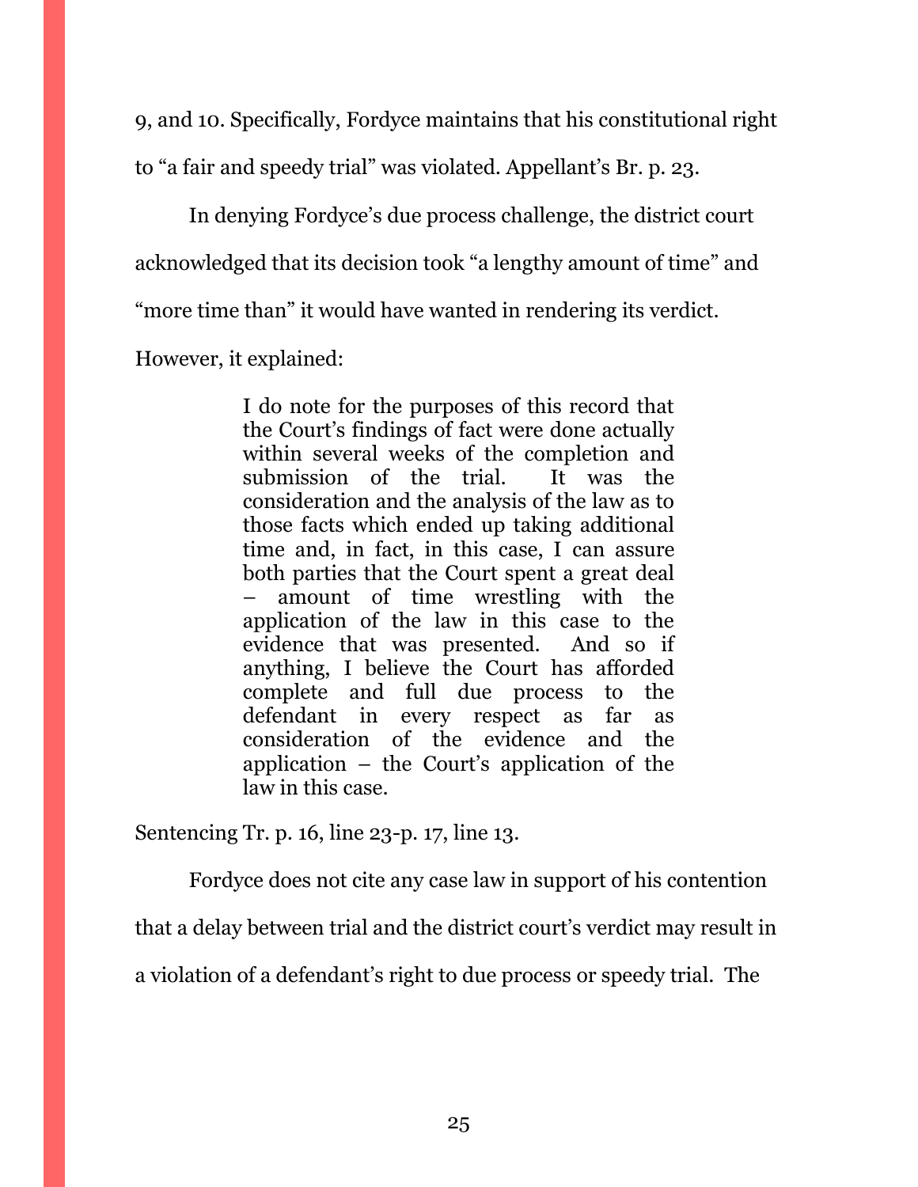9, and 10. Specifically, Fordyce maintains that his constitutional right to "a fair and speedy trial" was violated. Appellant's Br. p. 23.

In denying Fordyce's due process challenge, the district court acknowledged that its decision took "a lengthy amount of time" and "more time than" it would have wanted in rendering its verdict. However, it explained:

> I do note for the purposes of this record that the Court's findings of fact were done actually within several weeks of the completion and submission of the trial. It was the consideration and the analysis of the law as to those facts which ended up taking additional time and, in fact, in this case, I can assure both parties that the Court spent a great deal – amount of time wrestling with the application of the law in this case to the evidence that was presented. And so if anything, I believe the Court has afforded complete and full due process to the defendant in every respect as far as consideration of the evidence and the application – the Court's application of the law in this case.

Sentencing Tr. p. 16, line 23-p. 17, line 13.

Fordyce does not cite any case law in support of his contention that a delay between trial and the district court's verdict may result in a violation of a defendant's right to due process or speedy trial. The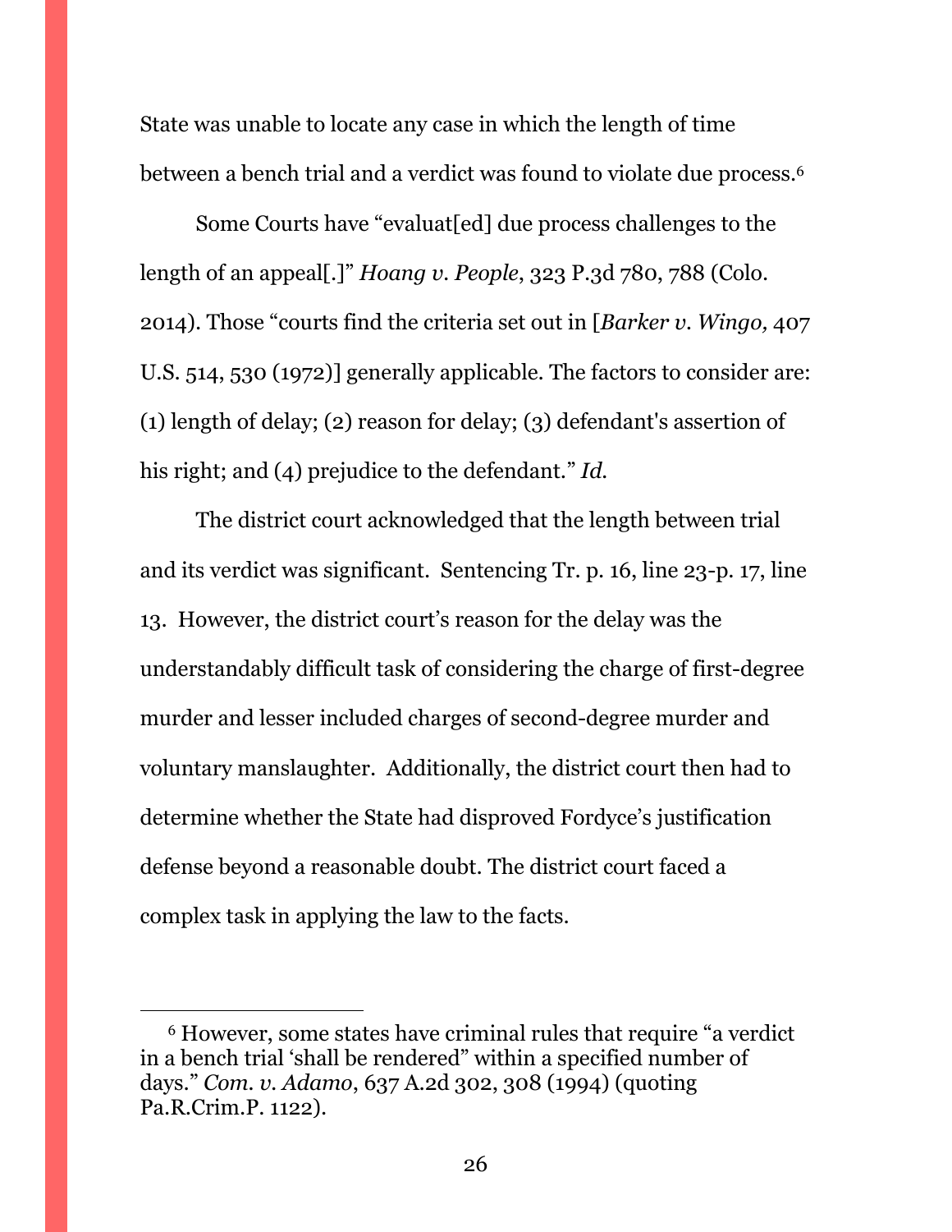State was unable to locate any case in which the length of time between a bench trial and a verdict was found to violate due process.[6]

Some Courts have "evaluat[ed] due process challenges to the length of an appeal[.]" *Hoang v. People*, 323 P.3d 780, 788 (Colo. 2014). Those "courts find the criteria set out in [*Barker v. Wingo,* 407 U.S. 514, 530 (1972)] generally applicable. The factors to consider are: (1) length of delay; (2) reason for delay; (3) defendant's assertion of his right; and (4) prejudice to the defendant." *Id.*

The district court acknowledged that the length between trial and its verdict was significant. Sentencing Tr. p. 16, line 23-p. 17, line 13. However, the district court's reason for the delay was the understandably difficult task of considering the charge of first-degree murder and lesser included charges of second-degree murder and voluntary manslaughter. Additionally, the district court then had to determine whether the State had disproved Fordyce's justification defense beyond a reasonable doubt. The district court faced a complex task in applying the law to the facts.

---

[6] However, some states have criminal rules that require "a verdict in a bench trial 'shall be rendered" within a specified number of days." *Com. v. Adamo,* 637 A.2d 302, 308 (1994) (quoting Pa.R.Crim.P. 1122).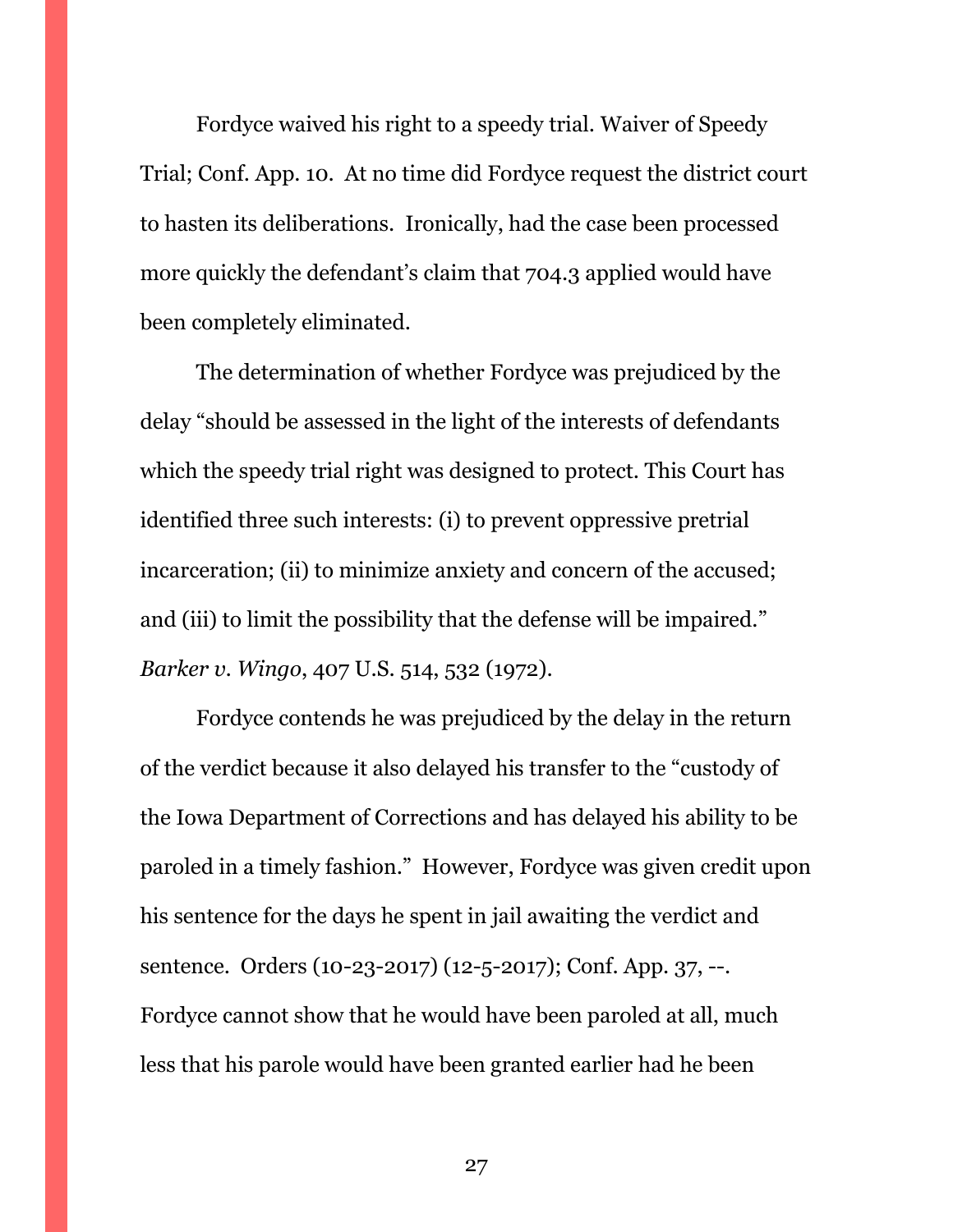Fordyce waived his right to a speedy trial. Waiver of Speedy Trial; Conf. App. 10. At no time did Fordyce request the district court to hasten its deliberations. Ironically, had the case been processed more quickly the defendant's claim that 704.3 applied would have been completely eliminated.

The determination of whether Fordyce was prejudiced by the delay "should be assessed in the light of the interests of defendants which the speedy trial right was designed to protect. This Court has identified three such interests: (i) to prevent oppressive pretrial incarceration; (ii) to minimize anxiety and concern of the accused; and (iii) to limit the possibility that the defense will be impaired." *Barker v. Wingo*, 407 U.S. 514, 532 (1972).

Fordyce contends he was prejudiced by the delay in the return of the verdict because it also delayed his transfer to the "custody of the Iowa Department of Corrections and has delayed his ability to be paroled in a timely fashion." However, Fordyce was given credit upon his sentence for the days he spent in jail awaiting the verdict and sentence. Orders (10-23-2017) (12-5-2017); Conf. App. 37, --. Fordyce cannot show that he would have been paroled at all, much less that his parole would have been granted earlier had he been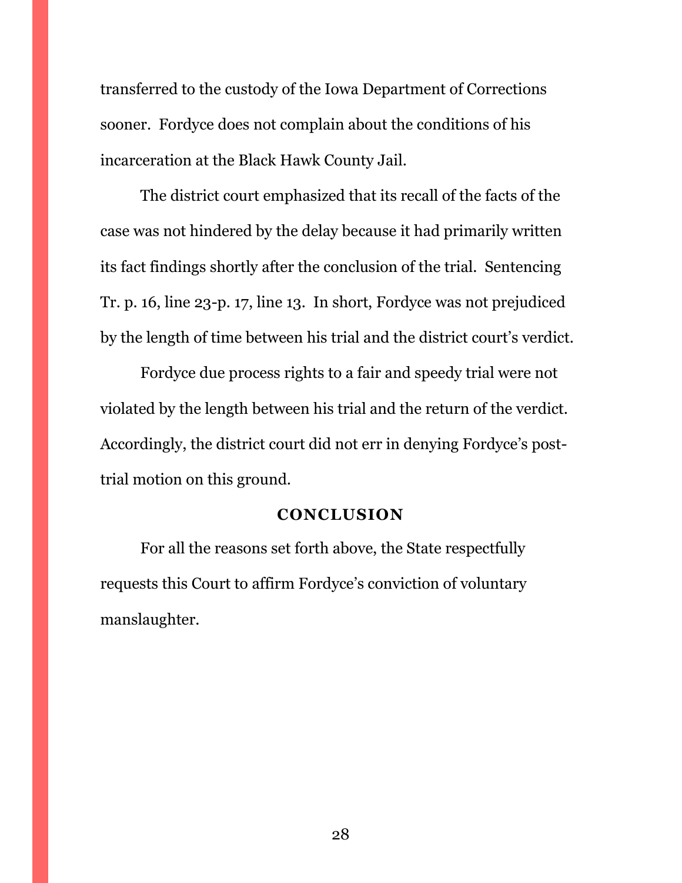transferred to the custody of the Iowa Department of Corrections sooner. Fordyce does not complain about the conditions of his incarceration at the Black Hawk County Jail.

The district court emphasized that its recall of the facts of the case was not hindered by the delay because it had primarily written its fact findings shortly after the conclusion of the trial. Sentencing Tr. p. 16, line 23-p. 17, line 13. In short, Fordyce was not prejudiced by the length of time between his trial and the district court's verdict.

Fordyce due process rights to a fair and speedy trial were not violated by the length between his trial and the return of the verdict. Accordingly, the district court did not err in denying Fordyce's post-trial motion on this ground.

## CONCLUSION

For all the reasons set forth above, the State respectfully requests this Court to affirm Fordyce's conviction of voluntary manslaughter.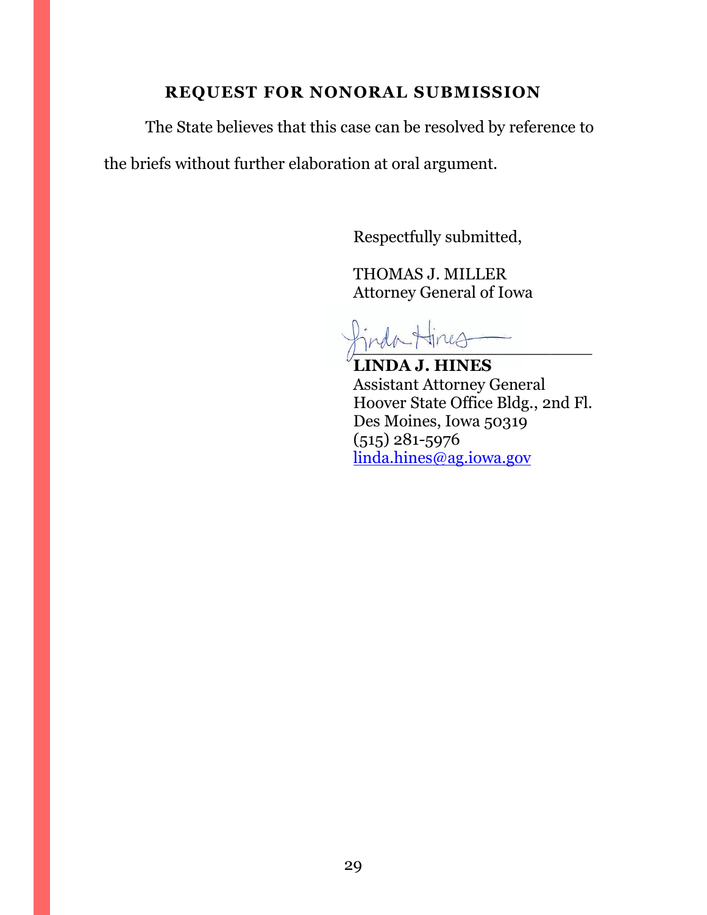## REQUEST FOR NONORAL SUBMISSION

The State believes that this case can be resolved by reference to the briefs without further elaboration at oral argument.

Respectfully submitted,

THOMAS J. MILLER
Attorney General of Iowa

**LINDA J. HINES**
Assistant Attorney General
Hoover State Office Bldg., 2nd Fl.
Des Moines, Iowa 50319
(515) 281-5976
linda.hines@ag.iowa.gov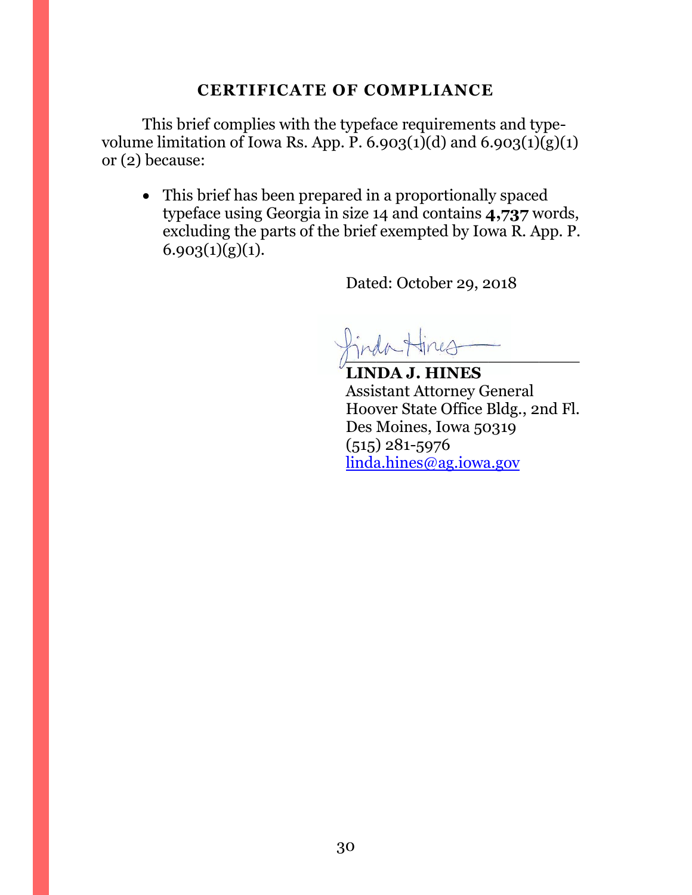## CERTIFICATE OF COMPLIANCE

This brief complies with the typeface requirements and type-volume limitation of Iowa Rs. App. P. 6.903(1)(d) and 6.903(1)(g)(1) or (2) because:

- This brief has been prepared in a proportionally spaced typeface using Georgia in size 14 and contains **4,737** words, excluding the parts of the brief exempted by Iowa R. App. P. 6.903(1)(g)(1).

Dated: October 29, 2018

_______________________

**LINDA J. HINES**
Assistant Attorney General
Hoover State Office Bldg., 2nd Fl.
Des Moines, Iowa 50319
(515) 281-5976
linda.hines@ag.iowa.gov